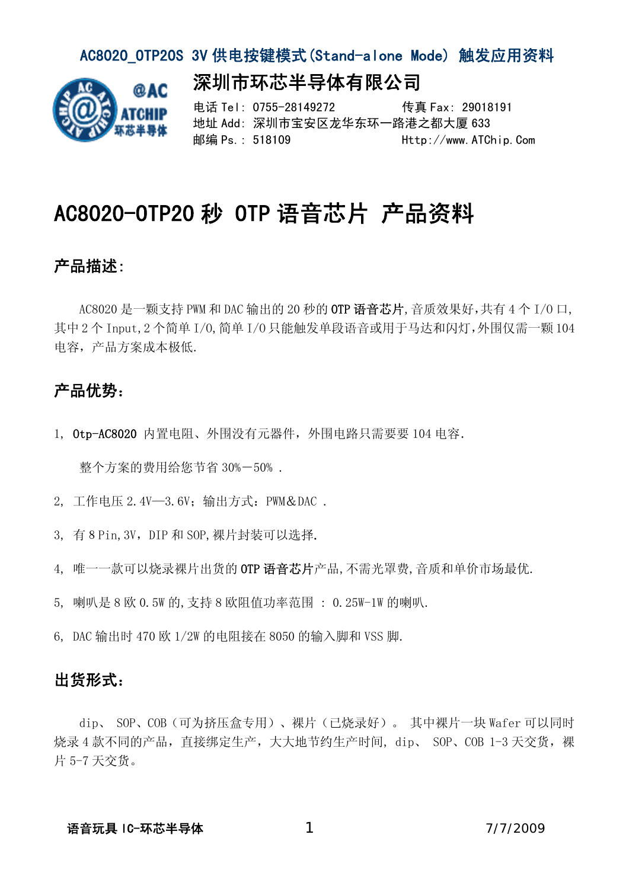# 深圳市环芯半导体有限公司

电话 Tel: 0755-28149272　　　　传真 Fax: 29018191
地址 Add: 深圳市宝安区龙华东环一路港之都大厦 633
邮编 Ps.: 518109　　　　Http://www.ATChip.Com

# AC8020-OTP20 秒 OTP 语音芯片 产品资料

## 产品描述:

AC8020 是一颗支持 PWM 和 DAC 输出的 20 秒的 **OTP 语音芯片**,音质效果好,共有 4 个 I/O 口,其中 2 个 Input,2 个简单 I/O,简单 I/O 只能触发单段语音或用于马达和闪灯,外围仅需一颗 104 电容,产品方案成本极低.

## 产品优势:

1, **Otp-AC8020** 内置电阻、外围没有元器件,外围电路只需要要 104 电容.

整个方案的费用给您节省 30%－50% .

2, 工作电压 2.4V—3.6V;输出方式:PWM＆DAC .

3, 有 8 Pin,3V,DIP 和 SOP,裸片封装可以选择.

4, 唯一一款可以烧录裸片出货的 **OTP 语音芯片**产品,不需光罩费,音质和单价市场最优.

5, 喇叭是 8 欧 0.5W 的,支持 8 欧阻值功率范围 : 0.25W-1W 的喇叭.

6, DAC 输出时 470 欧 1/2W 的电阻接在 8050 的输入脚和 VSS 脚.

## 出货形式:

dip、 SOP、COB(可为挤压盒专用)、裸片(已烧录好)。 其中裸片一块 Wafer 可以同时烧录 4 款不同的产品,直接绑定生产,大大地节约生产时间, dip、 SOP、COB 1-3 天交货,裸片 5-7 天交货。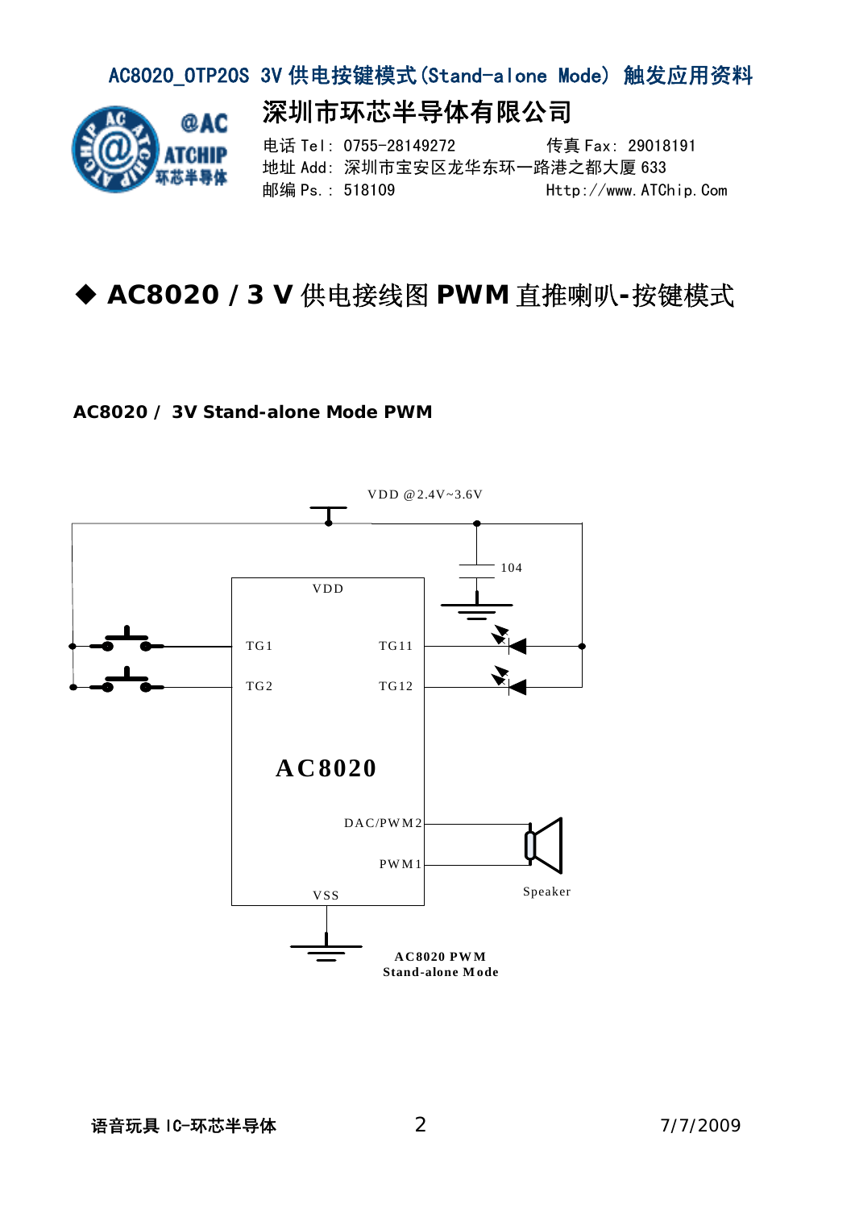# ◆ AC8020 / 3 V 供电接线图 PWM 直推喇叭-按键模式

**AC8020 / 3V Stand-alone Mode PWM**

VDD @2.4V~3.6V

104

VDD

TG1

TG2

TG11

TG12

AC8020

DAC/PWM2

PWM1

VSS

Speaker

**AC8020 PWM Stand-alone Mode**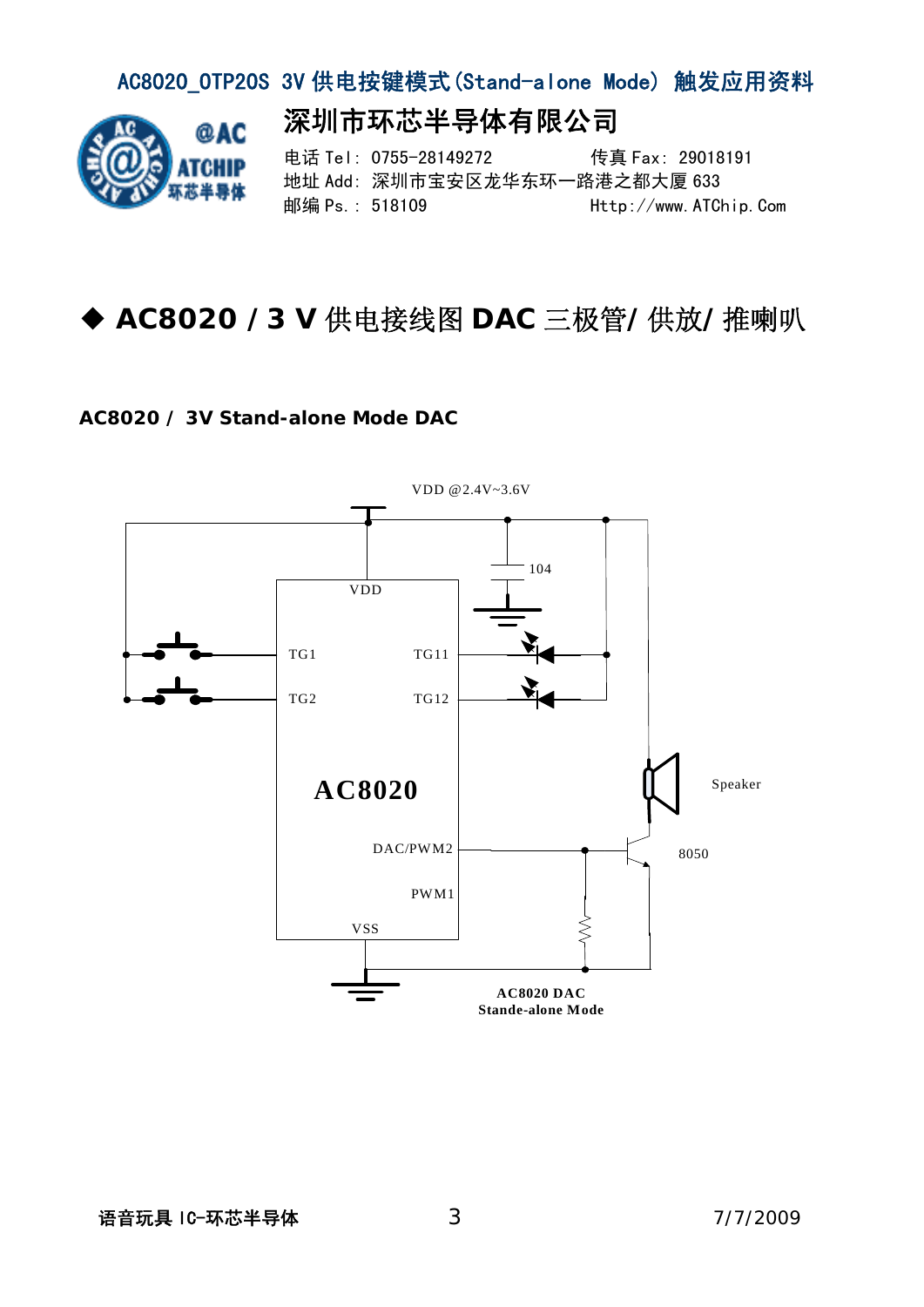AC8020_OTP20S 3V 供电按键模式(Stand-alone Mode) 触发应用资料

# 深圳市环芯半导体有限公司

电话 Tel: 0755-28149272　　传真 Fax: 29018191
地址 Add: 深圳市宝安区龙华东环一路港之都大厦 633
邮编 Ps.: 518109　　Http://www.ATChip.Com

## ◆ AC8020 / 3 V 供电接线图 DAC 三极管/ 供放/ 推喇叭

**AC8020 / 3V Stand-alone Mode DAC**

VDD @2.4V~3.6V

104

VDD

TG1　TG11

TG2　TG12

AC8020

DAC/PWM2

PWM1

VSS

Speaker

8050

AC8020 DAC
Stande-alone Mode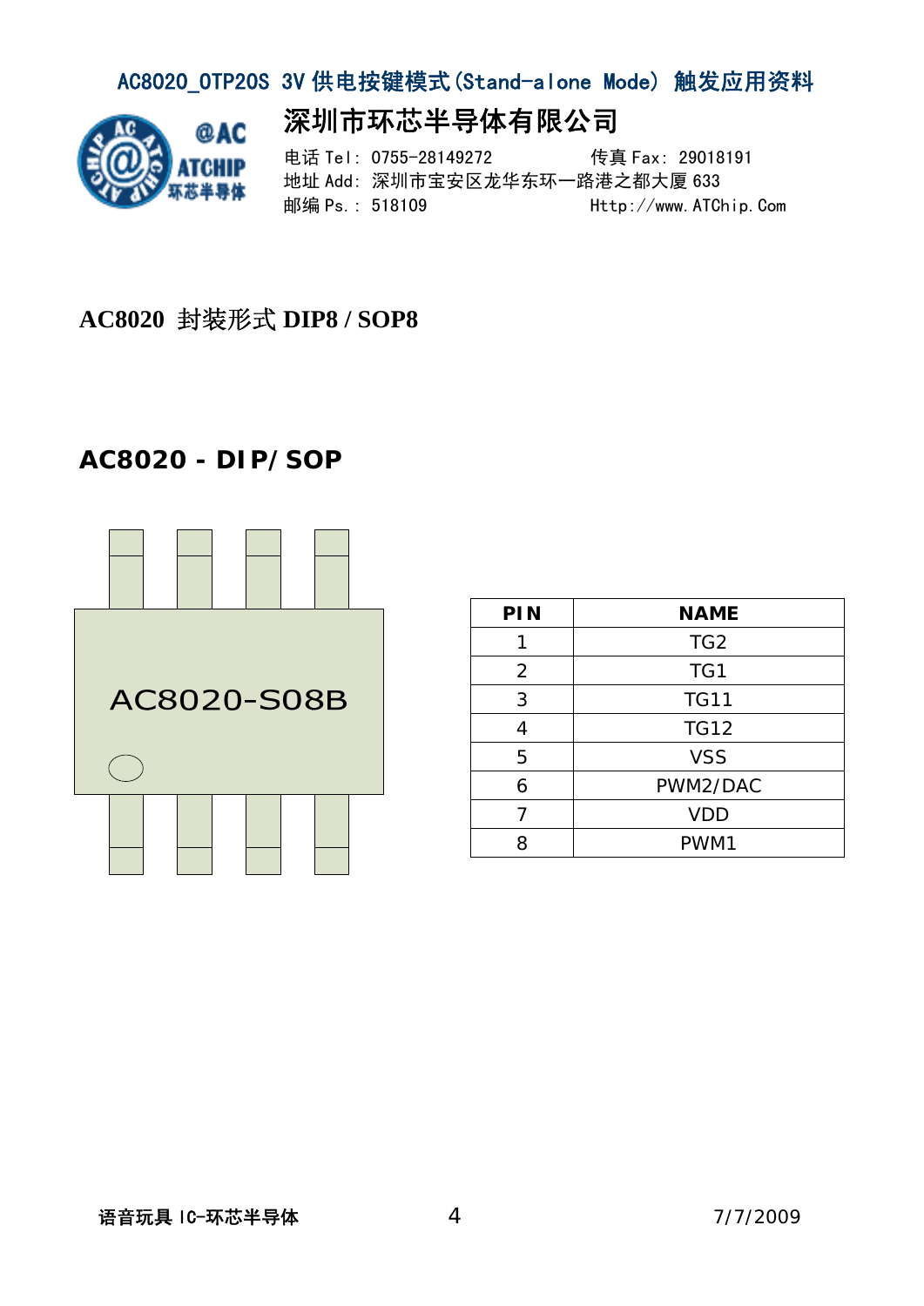## AC8020 封装形式 DIP8 / SOP8

## AC8020 - DIP/SOP

AC8020-S08B

| PIN | NAME |
|---|---|
| 1 | TG2 |
| 2 | TG1 |
| 3 | TG11 |
| 4 | TG12 |
| 5 | VSS |
| 6 | PWM2/DAC |
| 7 | VDD |
| 8 | PWM1 |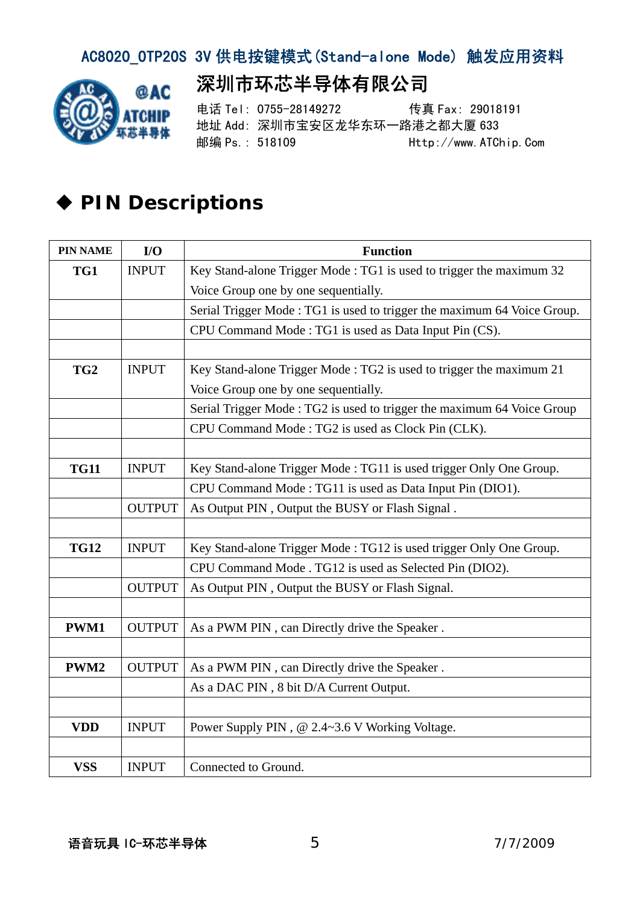AC8020_OTP20S 3V 供电按键模式(Stand-alone Mode) 触发应用资料

深圳市环芯半导体有限公司

电话 Tel: 0755-28149272 传真 Fax: 29018191
地址 Add: 深圳市宝安区龙华东环一路港之都大厦 633
邮编 Ps.: 518109 Http://www.ATChip.Com

## ◆ PIN Descriptions

| PIN NAME | I/O | Function |
|---|---|---|
| **TG1** | INPUT | Key Stand-alone Trigger Mode : TG1 is used to trigger the maximum 32 Voice Group one by one sequentially. |
| | | Serial Trigger Mode : TG1 is used to trigger the maximum 64 Voice Group. |
| | | CPU Command Mode : TG1 is used as Data Input Pin (CS). |
| | | |
| **TG2** | INPUT | Key Stand-alone Trigger Mode : TG2 is used to trigger the maximum 21 Voice Group one by one sequentially. |
| | | Serial Trigger Mode : TG2 is used to trigger the maximum 64 Voice Group |
| | | CPU Command Mode : TG2 is used as Clock Pin (CLK). |
| | | |
| **TG11** | INPUT | Key Stand-alone Trigger Mode : TG11 is used trigger Only One Group. |
| | | CPU Command Mode : TG11 is used as Data Input Pin (DIO1). |
| | OUTPUT | As Output PIN , Output the BUSY or Flash Signal . |
| | | |
| **TG12** | INPUT | Key Stand-alone Trigger Mode : TG12 is used trigger Only One Group. |
| | | CPU Command Mode . TG12 is used as Selected Pin (DIO2). |
| | OUTPUT | As Output PIN , Output the BUSY or Flash Signal. |
| | | |
| **PWM1** | OUTPUT | As a PWM PIN , can Directly drive the Speaker . |
| | | |
| **PWM2** | OUTPUT | As a PWM PIN , can Directly drive the Speaker . |
| | | As a DAC PIN , 8 bit D/A Current Output. |
| | | |
| **VDD** | INPUT | Power Supply PIN , @ 2.4~3.6 V Working Voltage. |
| | | |
| **VSS** | INPUT | Connected to Ground. |